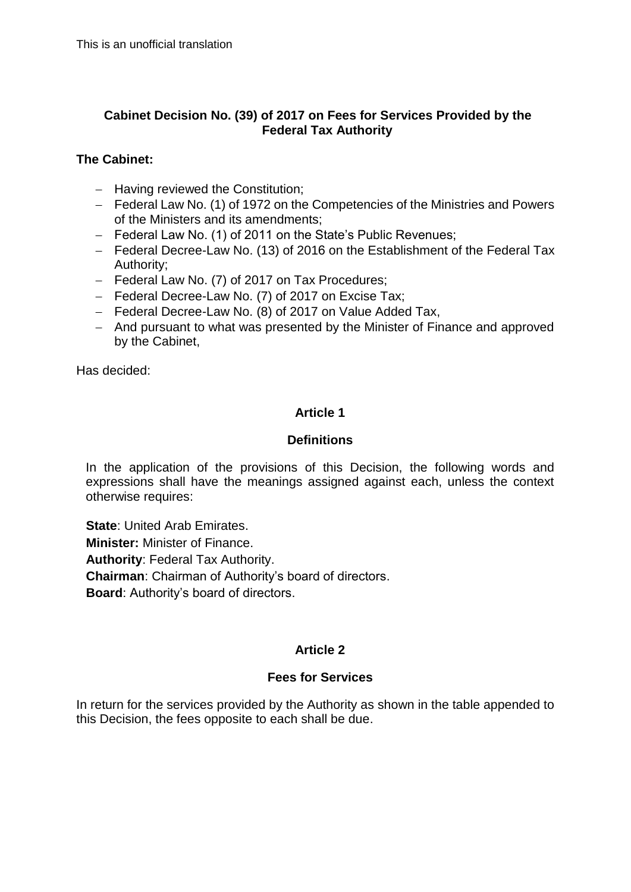This is an unofficial translation

# Cabinet Decision No. (39) of 2017 on Fees for Services Provided by the Federal Tax Authority

**The Cabinet:**

- Having reviewed the Constitution;
- Federal Law No. (1) of 1972 on the Competencies of the Ministries and Powers of the Ministers and its amendments;
- Federal Law No. (1) of 2011 on the State's Public Revenues;
- Federal Decree-Law No. (13) of 2016 on the Establishment of the Federal Tax Authority;
- Federal Law No. (7) of 2017 on Tax Procedures;
- Federal Decree-Law No. (7) of 2017 on Excise Tax;
- Federal Decree-Law No. (8) of 2017 on Value Added Tax,
- And pursuant to what was presented by the Minister of Finance and approved by the Cabinet,

Has decided:

## Article 1

### Definitions

In the application of the provisions of this Decision, the following words and expressions shall have the meanings assigned against each, unless the context otherwise requires:

**State**: United Arab Emirates.

**Minister:** Minister of Finance.

**Authority**: Federal Tax Authority.

**Chairman**: Chairman of Authority's board of directors.

**Board**: Authority's board of directors.

## Article 2

### Fees for Services

In return for the services provided by the Authority as shown in the table appended to this Decision, the fees opposite to each shall be due.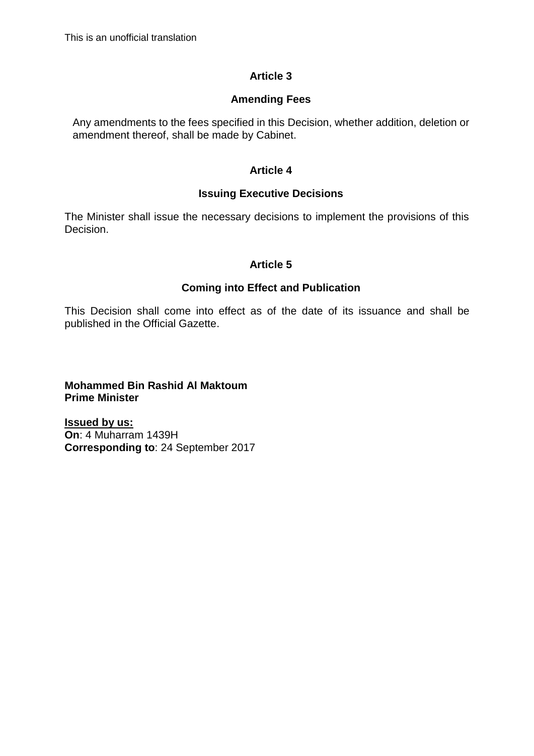### Article 3

### Amending Fees

Any amendments to the fees specified in this Decision, whether addition, deletion or amendment thereof, shall be made by Cabinet.

### Article 4

### Issuing Executive Decisions

The Minister shall issue the necessary decisions to implement the provisions of this Decision.

### Article 5

### Coming into Effect and Publication

This Decision shall come into effect as of the date of its issuance and shall be published in the Official Gazette.

**Mohammed Bin Rashid Al Maktoum**
**Prime Minister**

**Issued by us:**
**On**: 4 Muharram 1439H
**Corresponding to**: 24 September 2017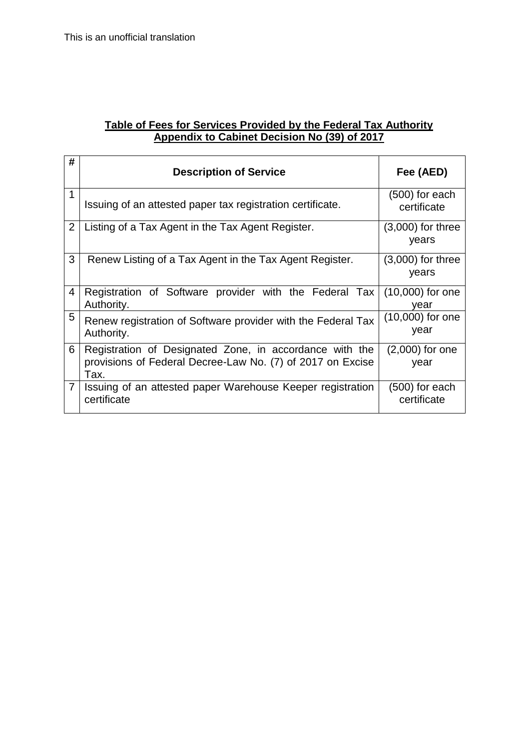This is an unofficial translation

**Table of Fees for Services Provided by the Federal Tax Authority**
**Appendix to Cabinet Decision No (39) of 2017**

| # | Description of Service | Fee (AED) |
|---|---|---|
| 1 | Issuing of an attested paper tax registration certificate. | (500) for each certificate |
| 2 | Listing of a Tax Agent in the Tax Agent Register. | (3,000) for three years |
| 3 | Renew Listing of a Tax Agent in the Tax Agent Register. | (3,000) for three years |
| 4 | Registration of Software provider with the Federal Tax Authority. | (10,000) for one year |
| 5 | Renew registration of Software provider with the Federal Tax Authority. | (10,000) for one year |
| 6 | Registration of Designated Zone, in accordance with the provisions of Federal Decree-Law No. (7) of 2017 on Excise Tax. | (2,000) for one year |
| 7 | Issuing of an attested paper Warehouse Keeper registration certificate | (500) for each certificate |